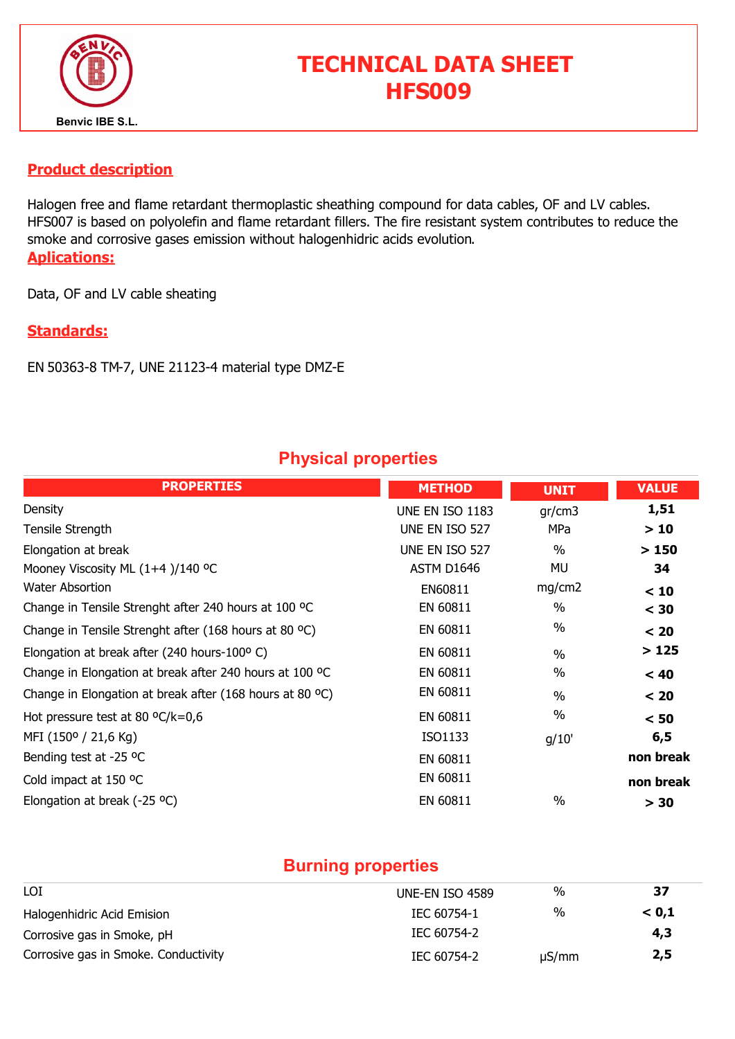Benvic IBE S.L.

# TECHNICAL DATA SHEET HFS009

## Product description

Halogen free and flame retardant thermoplastic sheathing compound for data cables, OF and LV cables. HFS007 is based on polyolefin and flame retardant fillers. The fire resistant system contributes to reduce the smoke and corrosive gases emission without halogenhidric acids evolution.

## Aplications:

Data, OF and LV cable sheating

## Standards:

EN 50363-8 TM-7, UNE 21123-4 material type DMZ-E

## Physical properties

| PROPERTIES | METHOD | UNIT | VALUE |
|---|---|---|---|
| Density | UNE EN ISO 1183 | gr/cm3 | 1,51 |
| Tensile Strength | UNE EN ISO 527 | MPa | > 10 |
| Elongation at break | UNE EN ISO 527 | % | > 150 |
| Mooney Viscosity ML (1+4 )/140 ºC | ASTM D1646 | MU | 34 |
| Water Absortion | EN60811 | mg/cm2 | < 10 |
| Change in Tensile Strenght after 240 hours at 100 ºC | EN 60811 | % | < 30 |
| Change in Tensile Strenght after (168 hours at 80 ºC) | EN 60811 | % | < 20 |
| Elongation at break after (240 hours-100º C) | EN 60811 | % | > 125 |
| Change in Elongation at break after 240 hours at 100 ºC | EN 60811 | % | < 40 |
| Change in Elongation at break after (168 hours at 80 ºC) | EN 60811 | % | < 20 |
| Hot pressure test at 80 ºC/k=0,6 | EN 60811 | % | < 50 |
| MFI (150º / 21,6 Kg) | ISO1133 | g/10' | 6,5 |
| Bending test at -25 ºC | EN 60811 | | non break |
| Cold impact at 150 ºC | EN 60811 | | non break |
| Elongation at break (-25 ºC) | EN 60811 | % | > 30 |

## Burning properties

| PROPERTIES | METHOD | UNIT | VALUE |
|---|---|---|---|
| LOI | UNE-EN ISO 4589 | % | 37 |
| Halogenhidric Acid Emision | IEC 60754-1 | % | < 0,1 |
| Corrosive gas in Smoke, pH | IEC 60754-2 | | 4,3 |
| Corrosive gas in Smoke. Conductivity | IEC 60754-2 | μS/mm | 2,5 |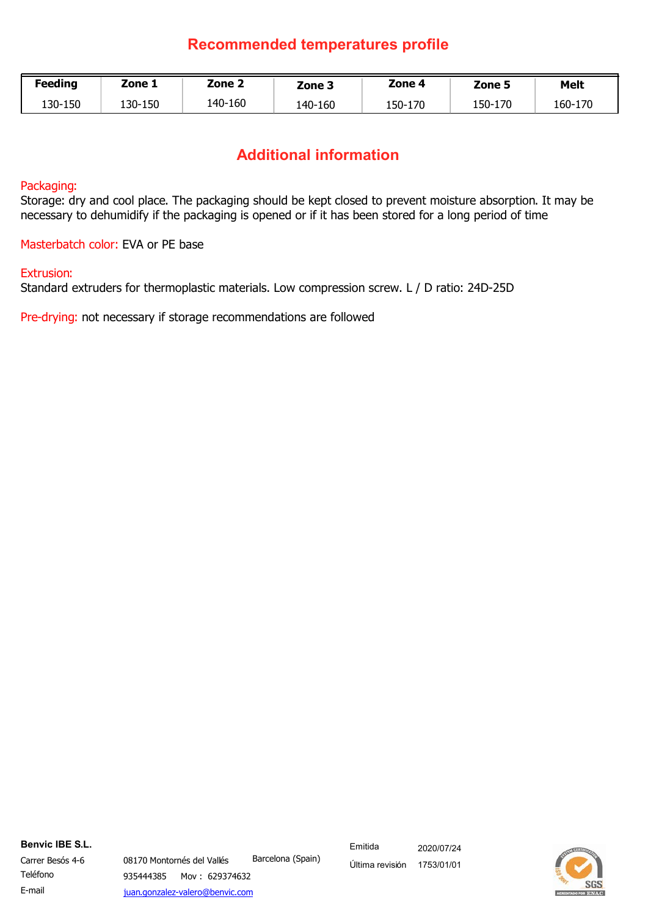## Recommended temperatures profile

| Feeding | Zone 1 | Zone 2 | Zone 3 | Zone 4 | Zone 5 | Melt |
|---|---|---|---|---|---|---|
| 130-150 | 130-150 | 140-160 | 140-160 | 150-170 | 150-170 | 160-170 |

## Additional information

Packaging:
Storage: dry and cool place. The packaging should be kept closed to prevent moisture absorption. It may be necessary to dehumidify if the packaging is opened or if it has been stored for a long period of time

Masterbatch color: EVA or PE base

Extrusion:
Standard extruders for thermoplastic materials. Low compression screw. L / D ratio: 24D-25D

Pre-drying: not necessary if storage recommendations are followed

**Benvic IBE S.L.**
Carrer Besós 4-6 08170 Montornés del Vallés Barcelona (Spain)
Teléfono 935444385 Mov : 629374632
E-mail juan.gonzalez-valero@benvic.com

Emitida 2020/07/24
Última revisión 1753/01/01